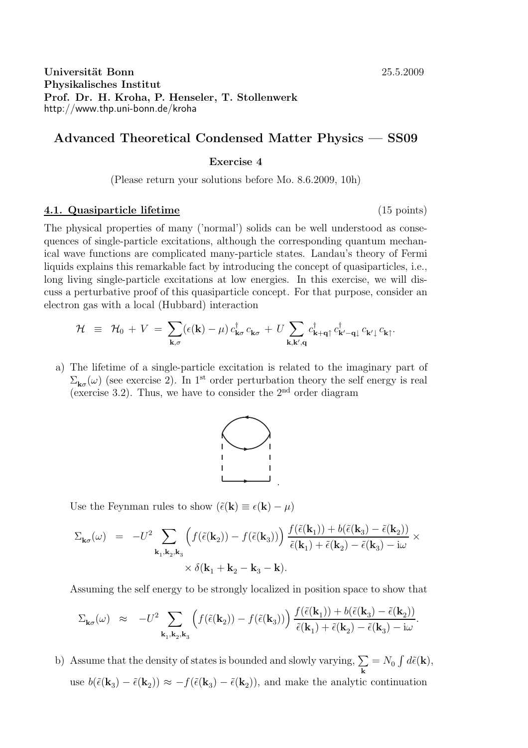**Universität Bonn** 25.5.2009
**Physikalisches Institut**
**Prof. Dr. H. Kroha, P. Henseler, T. Stollenwerk**
http://www.thp.uni-bonn.de/kroha

## Advanced Theoretical Condensed Matter Physics — SS09

### Exercise 4

(Please return your solutions before Mo. 8.6.2009, 10h)

**4.1. Quasiparticle lifetime** (15 points)

The physical properties of many ('normal') solids can be well understood as consequences of single-particle excitations, although the corresponding quantum mechanical wave functions are complicated many-particle states. Landau's theory of Fermi liquids explains this remarkable fact by introducing the concept of quasiparticles, i.e., long living single-particle excitations at low energies. In this exercise, we will discuss a perturbative proof of this quasiparticle concept. For that purpose, consider an electron gas with a local (Hubbard) interaction

$$\mathcal{H} \;\equiv\; \mathcal{H}_0 + V \;=\; \sum_{\mathbf{k},\sigma} (\epsilon(\mathbf{k}) - \mu)\, c^\dagger_{\mathbf{k}\sigma}\, c_{\mathbf{k}\sigma} \;+\; U \sum_{\mathbf{k},\mathbf{k}',\mathbf{q}} c^\dagger_{\mathbf{k}+\mathbf{q}\uparrow}\, c^\dagger_{\mathbf{k}'-\mathbf{q}\downarrow}\, c_{\mathbf{k}'\downarrow}\, c_{\mathbf{k}\uparrow}.$$

a) The lifetime of a single-particle excitation is related to the imaginary part of $\Sigma_{\mathbf{k}\sigma}(\omega)$ (see exercise 2). In 1[st] order perturbation theory the self energy is real (exercise 3.2). Thus, we have to consider the 2[nd] order diagram

   Use the Feynman rules to show ($\tilde{\epsilon}(\mathbf{k}) \equiv \epsilon(\mathbf{k}) - \mu$)

$$\Sigma_{\mathbf{k}\sigma}(\omega) \;=\; -U^2 \sum_{\mathbf{k}_1,\mathbf{k}_2,\mathbf{k}_3} \Big( f(\tilde{\epsilon}(\mathbf{k}_2)) - f(\tilde{\epsilon}(\mathbf{k}_3)) \Big) \frac{f(\tilde{\epsilon}(\mathbf{k}_1)) + b(\tilde{\epsilon}(\mathbf{k}_3) - \tilde{\epsilon}(\mathbf{k}_2))}{\tilde{\epsilon}(\mathbf{k}_1) + \tilde{\epsilon}(\mathbf{k}_2) - \tilde{\epsilon}(\mathbf{k}_3) - \mathrm{i}\omega} \times \times\, \delta(\mathbf{k}_1 + \mathbf{k}_2 - \mathbf{k}_3 - \mathbf{k}).$$

   Assuming the self energy to be strongly localized in position space to show that

$$\Sigma_{\mathbf{k}\sigma}(\omega) \;\approx\; -U^2 \sum_{\mathbf{k}_1,\mathbf{k}_2,\mathbf{k}_3} \Big( f(\tilde{\epsilon}(\mathbf{k}_2)) - f(\tilde{\epsilon}(\mathbf{k}_3)) \Big) \frac{f(\tilde{\epsilon}(\mathbf{k}_1)) + b(\tilde{\epsilon}(\mathbf{k}_3) - \tilde{\epsilon}(\mathbf{k}_2))}{\tilde{\epsilon}(\mathbf{k}_1) + \tilde{\epsilon}(\mathbf{k}_2) - \tilde{\epsilon}(\mathbf{k}_3) - \mathrm{i}\omega}.$$

b) Assume that the density of states is bounded and slowly varying, $\sum_{\mathbf{k}} = N_0 \int d\tilde{\epsilon}(\mathbf{k})$, use $b(\tilde{\epsilon}(\mathbf{k}_3) - \tilde{\epsilon}(\mathbf{k}_2)) \approx -f(\tilde{\epsilon}(\mathbf{k}_3) - \tilde{\epsilon}(\mathbf{k}_2))$, and make the analytic continuation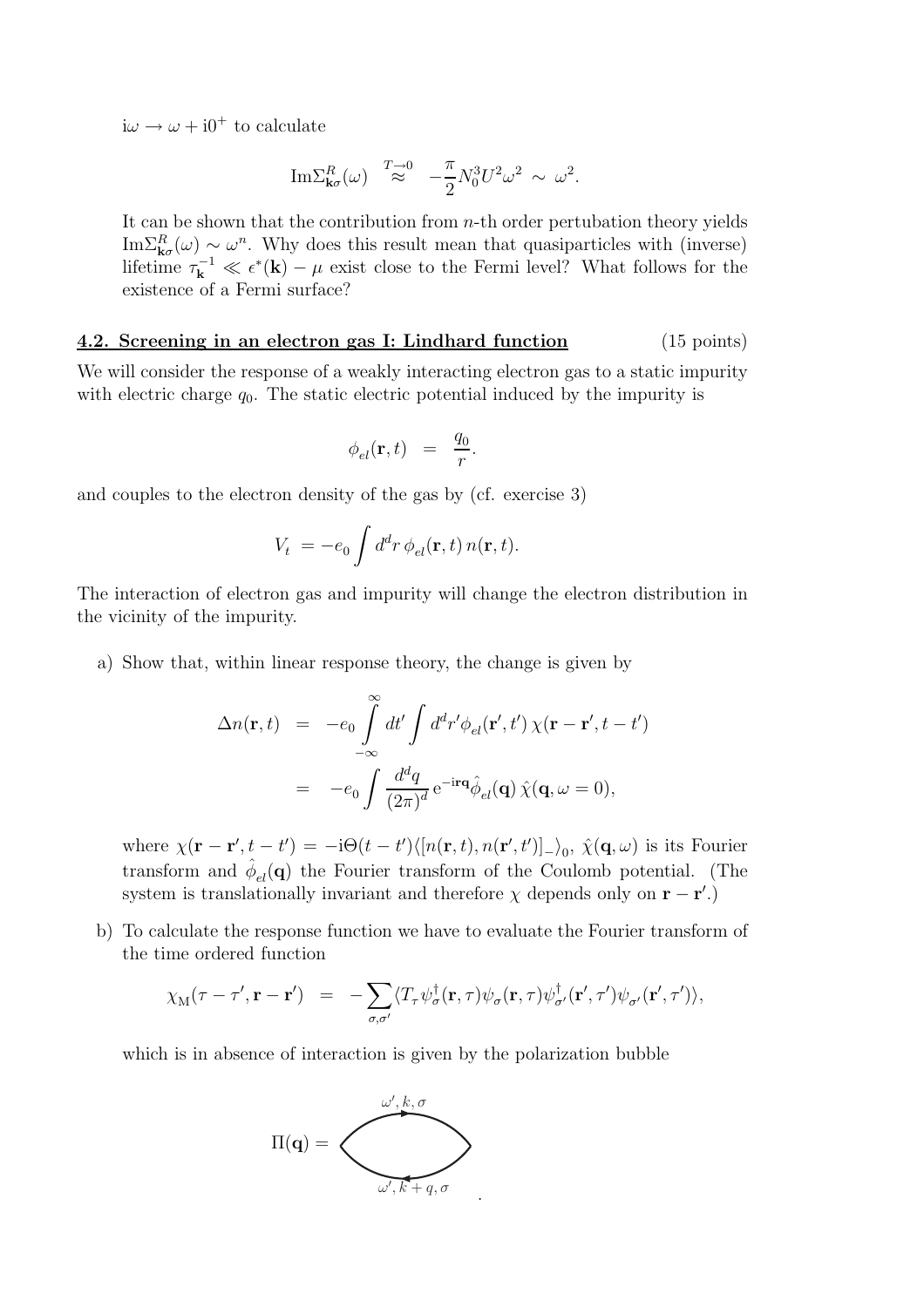$\mathrm{i}\omega \to \omega + \mathrm{i}0^+$ to calculate

$$\mathrm{Im}\Sigma^R_{\mathbf{k}\sigma}(\omega) \overset{T\to 0}{\approx} -\frac{\pi}{2} N_0^3 U^2 \omega^2 \sim \omega^2.$$

It can be shown that the contribution from $n$-th order pertubation theory yields $\mathrm{Im}\Sigma^R_{\mathbf{k}\sigma}(\omega) \sim \omega^n$. Why does this result mean that quasiparticles with (inverse) lifetime $\tau_{\mathbf{k}}^{-1} \ll \epsilon^*(\mathbf{k}) - \mu$ exist close to the Fermi level? What follows for the existence of a Fermi surface?

## 4.2. Screening in an electron gas I: Lindhard function (15 points)

We will consider the response of a weakly interacting electron gas to a static impurity with electric charge $q_0$. The static electric potential induced by the impurity is

$$\phi_{el}(\mathbf{r}, t) = \frac{q_0}{r}.$$

and couples to the electron density of the gas by (cf. exercise 3)

$$V_t = -e_0 \int d^d r \, \phi_{el}(\mathbf{r}, t) \, n(\mathbf{r}, t).$$

The interaction of electron gas and impurity will change the electron distribution in the vicinity of the impurity.

a) Show that, within linear response theory, the change is given by

$$\begin{aligned} \Delta n(\mathbf{r}, t) &= -e_0 \int_{-\infty}^{\infty} dt' \int d^d r' \phi_{el}(\mathbf{r}', t') \, \chi(\mathbf{r} - \mathbf{r}', t - t') \\ &= -e_0 \int \frac{d^d q}{(2\pi)^d} \, \mathrm{e}^{-\mathrm{i}\mathbf{r}\mathbf{q}} \hat{\phi}_{el}(\mathbf{q}) \, \hat{\chi}(\mathbf{q}, \omega = 0), \end{aligned}$$

where $\chi(\mathbf{r} - \mathbf{r}', t - t') = -\mathrm{i}\Theta(t - t')\langle [n(\mathbf{r}, t), n(\mathbf{r}', t')]_- \rangle_0$, $\hat{\chi}(\mathbf{q}, \omega)$ is its Fourier transform and $\hat{\phi}_{el}(\mathbf{q})$ the Fourier transform of the Coulomb potential. (The system is translationally invariant and therefore $\chi$ depends only on $\mathbf{r} - \mathbf{r}'$.)

b) To calculate the response function we have to evaluate the Fourier transform of the time ordered function

$$\chi_{\mathrm{M}}(\tau - \tau', \mathbf{r} - \mathbf{r}') = -\sum_{\sigma, \sigma'} \langle T_\tau \psi^\dagger_\sigma(\mathbf{r}, \tau) \psi_\sigma(\mathbf{r}, \tau) \psi^\dagger_{\sigma'}(\mathbf{r}', \tau') \psi_{\sigma'}(\mathbf{r}', \tau') \rangle,$$

which is in absence of interaction is given by the polarization bubble

$$\Pi(\mathbf{q}) = \quad [\text{bubble diagram: upper line } \omega', k, \sigma; \text{ lower line } \omega', k+q, \sigma]$$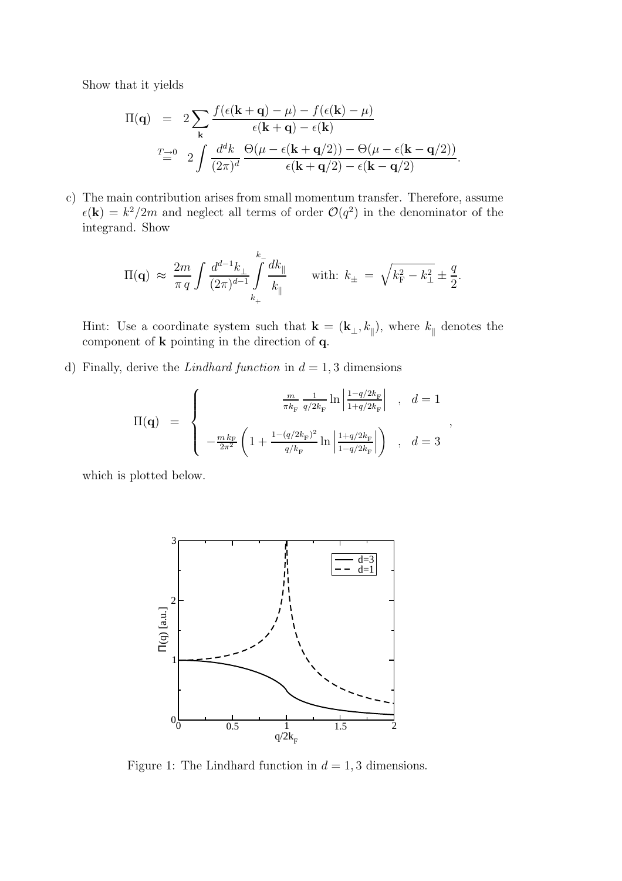Show that it yields

$$
\begin{aligned}
\Pi(\mathbf{q}) &= 2\sum_{\mathbf{k}} \frac{f(\epsilon(\mathbf{k}+\mathbf{q})-\mu) - f(\epsilon(\mathbf{k})-\mu)}{\epsilon(\mathbf{k}+\mathbf{q}) - \epsilon(\mathbf{k})} \\
&\overset{T\to 0}{=} 2\int \frac{d^dk}{(2\pi)^d} \, \frac{\Theta(\mu - \epsilon(\mathbf{k}+\mathbf{q}/2)) - \Theta(\mu - \epsilon(\mathbf{k}-\mathbf{q}/2))}{\epsilon(\mathbf{k}+\mathbf{q}/2) - \epsilon(\mathbf{k}-\mathbf{q}/2)}.
\end{aligned}
$$

c) The main contribution arises from small momentum transfer. Therefore, assume $\epsilon(\mathbf{k}) = k^2/2m$ and neglect all terms of order $\mathcal{O}(q^2)$ in the denominator of the integrand. Show

$$
\Pi(\mathbf{q}) \approx \frac{2m}{\pi\, q} \int \frac{d^{d-1}k_\perp}{(2\pi)^{d-1}} \int_{k_+}^{k_-} \frac{dk_\parallel}{k_\parallel} \qquad \text{with: } k_\pm = \sqrt{k_F^2 - k_\perp^2} \pm \frac{q}{2}.
$$

Hint: Use a coordinate system such that $\mathbf{k} = (\mathbf{k}_\perp, k_\parallel)$, where $k_\parallel$ denotes the component of $\mathbf{k}$ pointing in the direction of $\mathbf{q}$.

d) Finally, derive the *Lindhard function* in $d = 1, 3$ dimensions

$$
\Pi(\mathbf{q}) = \begin{cases} \dfrac{m}{\pi k_F} \dfrac{1}{q/2k_F} \ln\left|\dfrac{1-q/2k_F}{1+q/2k_F}\right| & , \quad d=1 \\[2ex] -\dfrac{m\, k_F}{2\pi^2}\left(1 + \dfrac{1-(q/2k_F)^2}{q/k_F} \ln\left|\dfrac{1+q/2k_F}{1-q/2k_F}\right|\right) & , \quad d = 3 \end{cases},
$$

which is plotted below.

Π(q) [a.u.]

q/2k_F

d=3

d=1

0

1

2

3

0

0.5

1

1.5

2

Figure 1: The Lindhard function in $d = 1, 3$ dimensions.